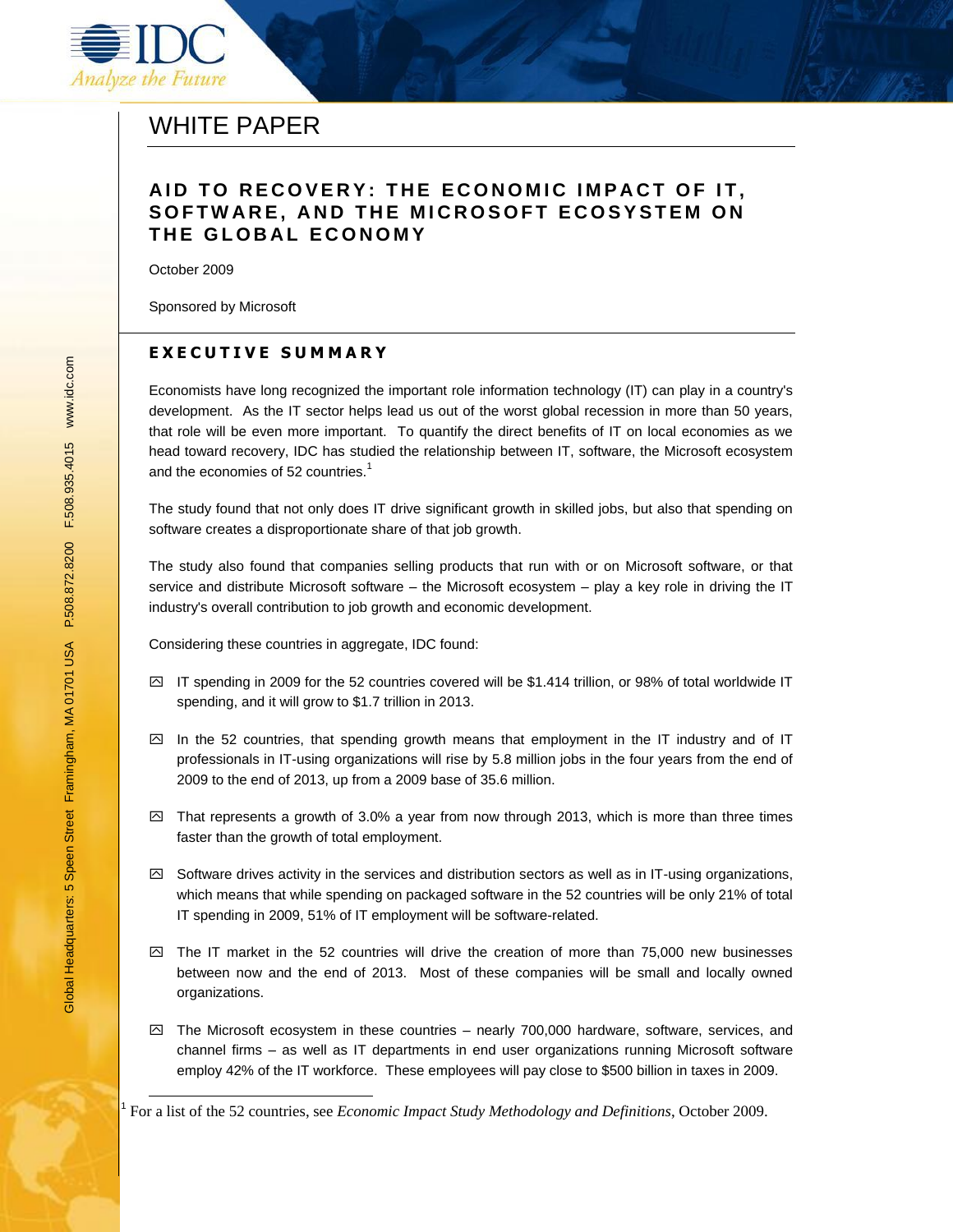# WHITE PAPER

## AID TO RECOVERY: THE ECONOMIC IMPACT OF IT, SOFTWARE, AND THE MICROSOFT ECOSYSTEM ON THE GLOBAL ECONOMY

October 2009

Sponsored by Microsoft

## EXECUTIVE SUMMARY

Economists have long recognized the important role information technology (IT) can play in a country's development. As the IT sector helps lead us out of the worst global recession in more than 50 years, that role will be even more important. To quantify the direct benefits of IT on local economies as we head toward recovery, IDC has studied the relationship between IT, software, the Microsoft ecosystem and the economies of 52 countries.[1]

The study found that not only does IT drive significant growth in skilled jobs, but also that spending on software creates a disproportionate share of that job growth.

The study also found that companies selling products that run with or on Microsoft software, or that service and distribute Microsoft software – the Microsoft ecosystem – play a key role in driving the IT industry's overall contribution to job growth and economic development.

Considering these countries in aggregate, IDC found:

- IT spending in 2009 for the 52 countries covered will be $1.414 trillion, or 98% of total worldwide IT spending, and it will grow to $1.7 trillion in 2013.
- In the 52 countries, that spending growth means that employment in the IT industry and of IT professionals in IT-using organizations will rise by 5.8 million jobs in the four years from the end of 2009 to the end of 2013, up from a 2009 base of 35.6 million.
- That represents a growth of 3.0% a year from now through 2013, which is more than three times faster than the growth of total employment.
- Software drives activity in the services and distribution sectors as well as in IT-using organizations, which means that while spending on packaged software in the 52 countries will be only 21% of total IT spending in 2009, 51% of IT employment will be software-related.
- The IT market in the 52 countries will drive the creation of more than 75,000 new businesses between now and the end of 2013. Most of these companies will be small and locally owned organizations.
- The Microsoft ecosystem in these countries – nearly 700,000 hardware, software, services, and channel firms – as well as IT departments in end user organizations running Microsoft software employ 42% of the IT workforce. These employees will pay close to $500 billion in taxes in 2009.

[1] For a list of the 52 countries, see *Economic Impact Study Methodology and Definitions*, October 2009.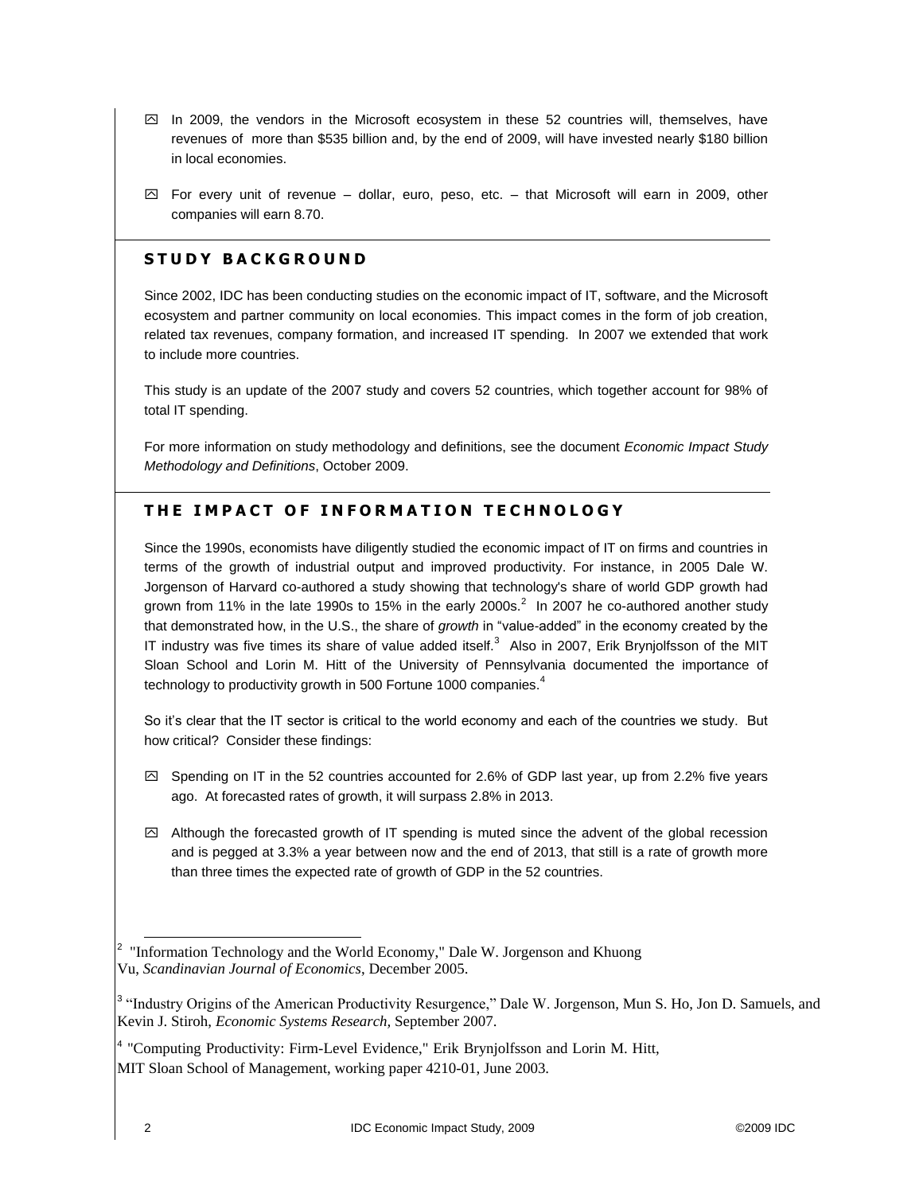- In 2009, the vendors in the Microsoft ecosystem in these 52 countries will, themselves, have revenues of more than $535 billion and, by the end of 2009, will have invested nearly $180 billion in local economies.
- For every unit of revenue – dollar, euro, peso, etc. – that Microsoft will earn in 2009, other companies will earn 8.70.

## STUDY BACKGROUND

Since 2002, IDC has been conducting studies on the economic impact of IT, software, and the Microsoft ecosystem and partner community on local economies. This impact comes in the form of job creation, related tax revenues, company formation, and increased IT spending. In 2007 we extended that work to include more countries.

This study is an update of the 2007 study and covers 52 countries, which together account for 98% of total IT spending.

For more information on study methodology and definitions, see the document *Economic Impact Study Methodology and Definitions*, October 2009.

## THE IMPACT OF INFORMATION TECHNOLOGY

Since the 1990s, economists have diligently studied the economic impact of IT on firms and countries in terms of the growth of industrial output and improved productivity. For instance, in 2005 Dale W. Jorgenson of Harvard co-authored a study showing that technology's share of world GDP growth had grown from 11% in the late 1990s to 15% in the early 2000s.[2] In 2007 he co-authored another study that demonstrated how, in the U.S., the share of *growth* in "value-added" in the economy created by the IT industry was five times its share of value added itself.[3] Also in 2007, Erik Brynjolfsson of the MIT Sloan School and Lorin M. Hitt of the University of Pennsylvania documented the importance of technology to productivity growth in 500 Fortune 1000 companies.[4]

So it's clear that the IT sector is critical to the world economy and each of the countries we study. But how critical? Consider these findings:

- Spending on IT in the 52 countries accounted for 2.6% of GDP last year, up from 2.2% five years ago. At forecasted rates of growth, it will surpass 2.8% in 2013.
- Although the forecasted growth of IT spending is muted since the advent of the global recession and is pegged at 3.3% a year between now and the end of 2013, that still is a rate of growth more than three times the expected rate of growth of GDP in the 52 countries.

---

[2] "Information Technology and the World Economy," Dale W. Jorgenson and Khuong Vu, *Scandinavian Journal of Economics*, December 2005.

[3] "Industry Origins of the American Productivity Resurgence," Dale W. Jorgenson, Mun S. Ho, Jon D. Samuels, and Kevin J. Stiroh, *Economic Systems Research*, September 2007.

[4] "Computing Productivity: Firm-Level Evidence," Erik Brynjolfsson and Lorin M. Hitt, MIT Sloan School of Management, working paper 4210-01, June 2003.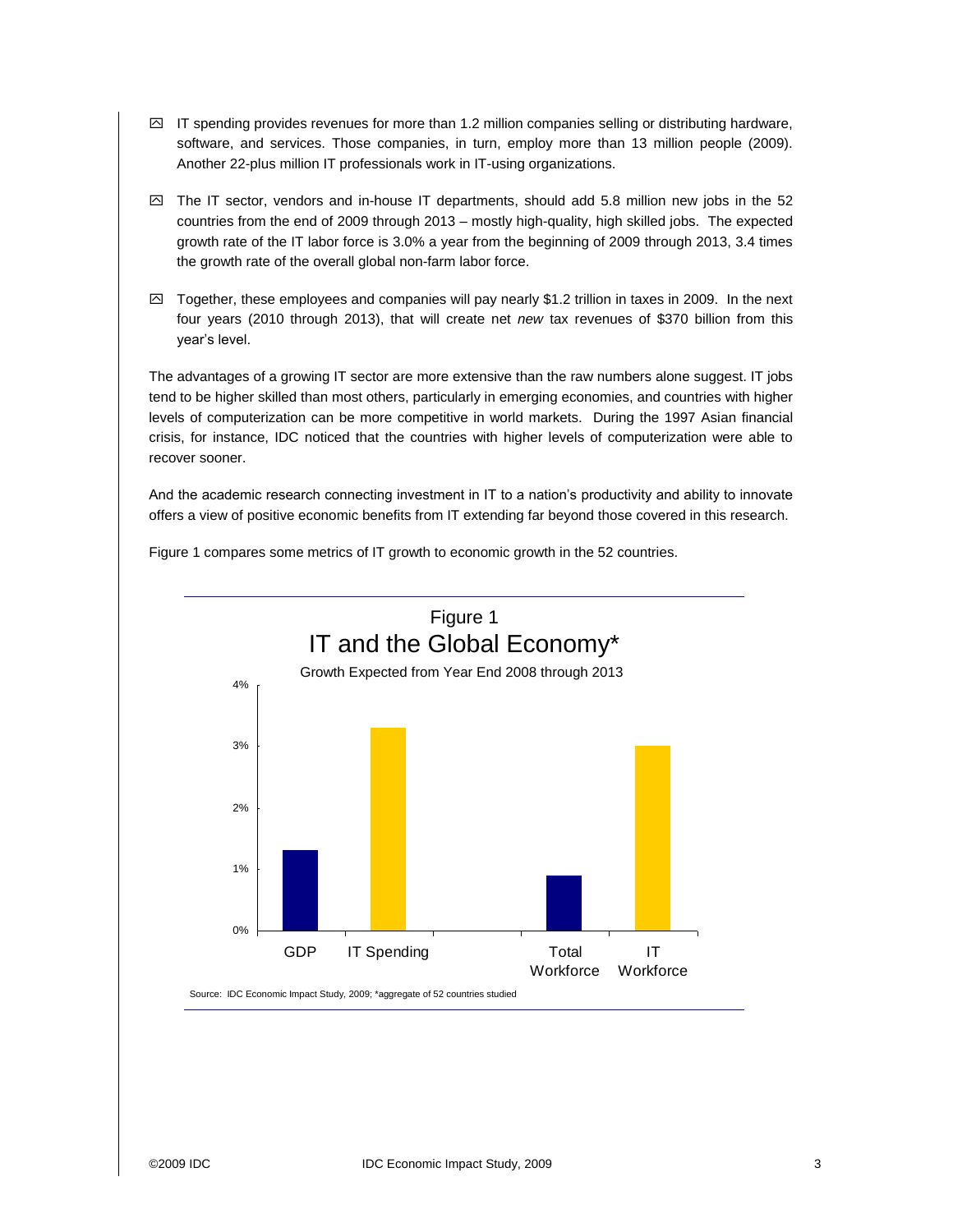- IT spending provides revenues for more than 1.2 million companies selling or distributing hardware, software, and services. Those companies, in turn, employ more than 13 million people (2009). Another 22-plus million IT professionals work in IT-using organizations.
- The IT sector, vendors and in-house IT departments, should add 5.8 million new jobs in the 52 countries from the end of 2009 through 2013 – mostly high-quality, high skilled jobs. The expected growth rate of the IT labor force is 3.0% a year from the beginning of 2009 through 2013, 3.4 times the growth rate of the overall global non-farm labor force.
- Together, these employees and companies will pay nearly $1.2 trillion in taxes in 2009. In the next four years (2010 through 2013), that will create net *new* tax revenues of $370 billion from this year's level.

The advantages of a growing IT sector are more extensive than the raw numbers alone suggest. IT jobs tend to be higher skilled than most others, particularly in emerging economies, and countries with higher levels of computerization can be more competitive in world markets. During the 1997 Asian financial crisis, for instance, IDC noticed that the countries with higher levels of computerization were able to recover sooner.

And the academic research connecting investment in IT to a nation's productivity and ability to innovate offers a view of positive economic benefits from IT extending far beyond those covered in this research.

Figure 1 compares some metrics of IT growth to economic growth in the 52 countries.

Figure 1

IT and the Global Economy*

Growth Expected from Year End 2008 through 2013

Source: IDC Economic Impact Study, 2009; *aggregate of 52 countries studied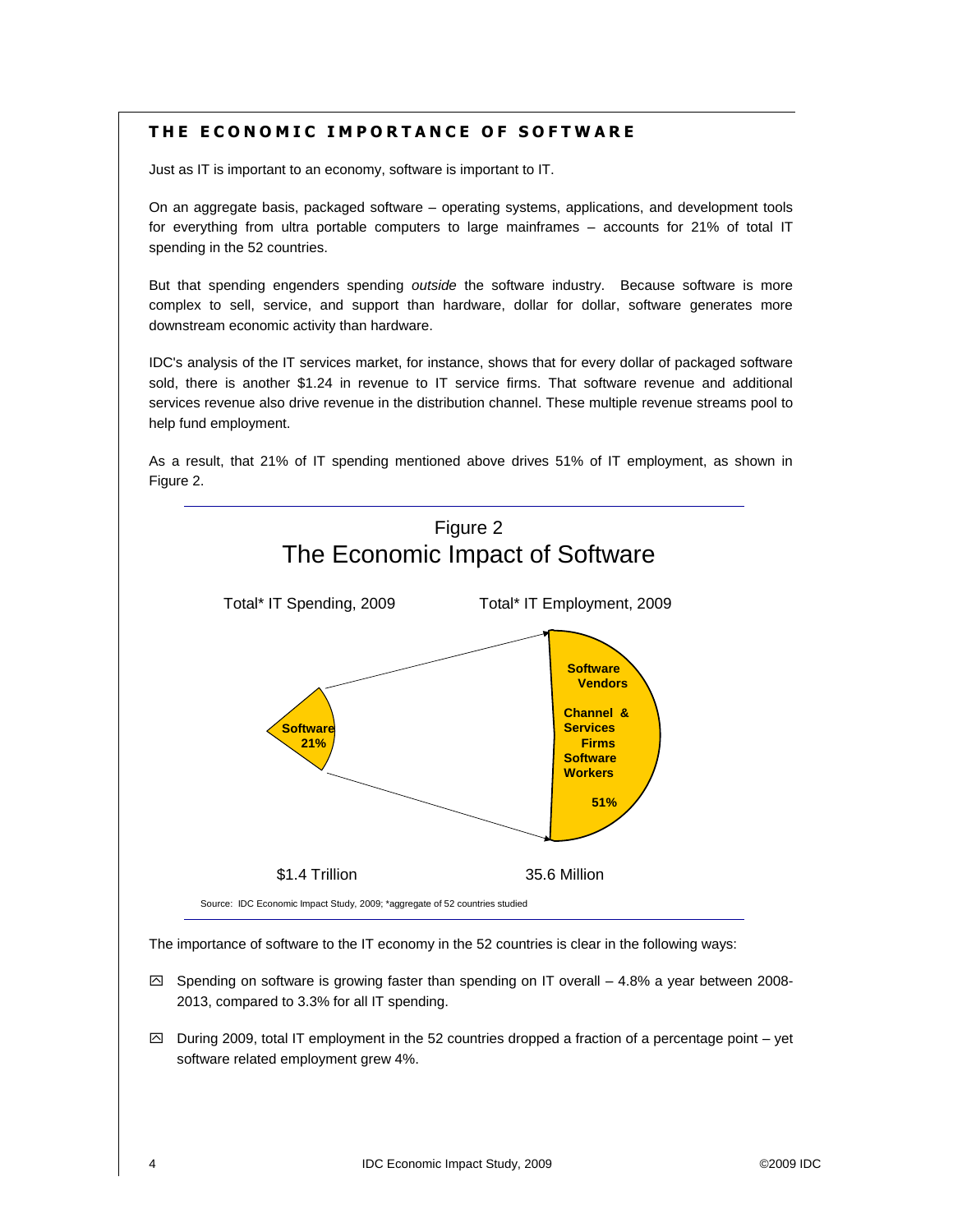## THE ECONOMIC IMPORTANCE OF SOFTWARE

Just as IT is important to an economy, software is important to IT.

On an aggregate basis, packaged software – operating systems, applications, and development tools for everything from ultra portable computers to large mainframes – accounts for 21% of total IT spending in the 52 countries.

But that spending engenders spending *outside* the software industry. Because software is more complex to sell, service, and support than hardware, dollar for dollar, software generates more downstream economic activity than hardware.

IDC's analysis of the IT services market, for instance, shows that for every dollar of packaged software sold, there is another $1.24 in revenue to IT service firms. That software revenue and additional services revenue also drive revenue in the distribution channel. These multiple revenue streams pool to help fund employment.

As a result, that 21% of IT spending mentioned above drives 51% of IT employment, as shown in Figure 2.

Figure 2
The Economic Impact of Software

Total* IT Spending, 2009

Software 21%

$1.4 Trillion

Total* IT Employment, 2009

Software Vendors

Channel & Services Firms

Software Workers

51%

35.6 Million

Source: IDC Economic Impact Study, 2009; *aggregate of 52 countries studied

The importance of software to the IT economy in the 52 countries is clear in the following ways:

- Spending on software is growing faster than spending on IT overall – 4.8% a year between 2008-2013, compared to 3.3% for all IT spending.
- During 2009, total IT employment in the 52 countries dropped a fraction of a percentage point – yet software related employment grew 4%.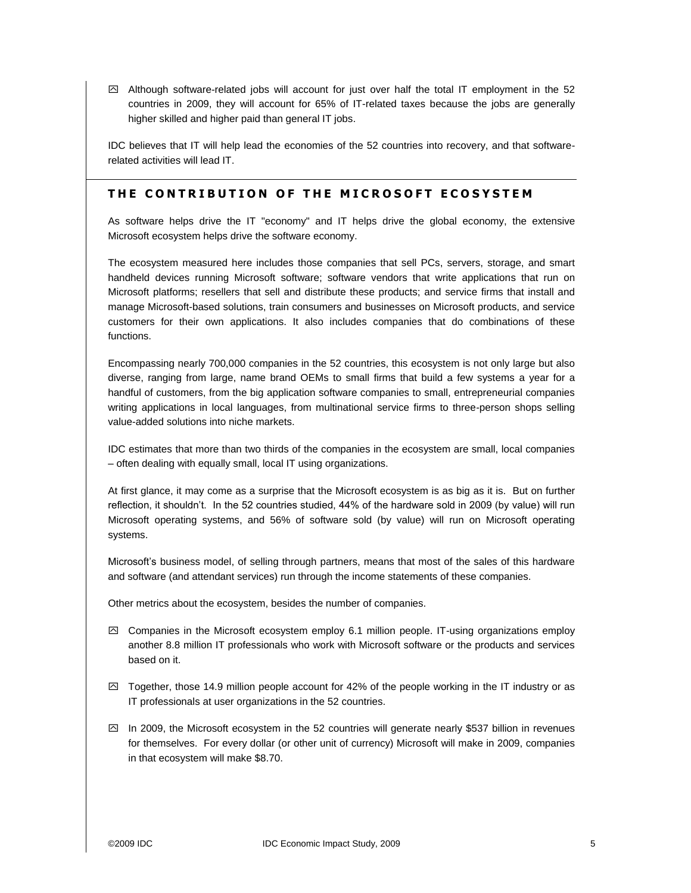- Although software-related jobs will account for just over half the total IT employment in the 52 countries in 2009, they will account for 65% of IT-related taxes because the jobs are generally higher skilled and higher paid than general IT jobs.

IDC believes that IT will help lead the economies of the 52 countries into recovery, and that software-related activities will lead IT.

## THE CONTRIBUTION OF THE MICROSOFT ECOSYSTEM

As software helps drive the IT "economy" and IT helps drive the global economy, the extensive Microsoft ecosystem helps drive the software economy.

The ecosystem measured here includes those companies that sell PCs, servers, storage, and smart handheld devices running Microsoft software; software vendors that write applications that run on Microsoft platforms; resellers that sell and distribute these products; and service firms that install and manage Microsoft-based solutions, train consumers and businesses on Microsoft products, and service customers for their own applications. It also includes companies that do combinations of these functions.

Encompassing nearly 700,000 companies in the 52 countries, this ecosystem is not only large but also diverse, ranging from large, name brand OEMs to small firms that build a few systems a year for a handful of customers, from the big application software companies to small, entrepreneurial companies writing applications in local languages, from multinational service firms to three-person shops selling value-added solutions into niche markets.

IDC estimates that more than two thirds of the companies in the ecosystem are small, local companies – often dealing with equally small, local IT using organizations.

At first glance, it may come as a surprise that the Microsoft ecosystem is as big as it is. But on further reflection, it shouldn't. In the 52 countries studied, 44% of the hardware sold in 2009 (by value) will run Microsoft operating systems, and 56% of software sold (by value) will run on Microsoft operating systems.

Microsoft's business model, of selling through partners, means that most of the sales of this hardware and software (and attendant services) run through the income statements of these companies.

Other metrics about the ecosystem, besides the number of companies.

- Companies in the Microsoft ecosystem employ 6.1 million people. IT-using organizations employ another 8.8 million IT professionals who work with Microsoft software or the products and services based on it.
- Together, those 14.9 million people account for 42% of the people working in the IT industry or as IT professionals at user organizations in the 52 countries.
- In 2009, the Microsoft ecosystem in the 52 countries will generate nearly $537 billion in revenues for themselves. For every dollar (or other unit of currency) Microsoft will make in 2009, companies in that ecosystem will make $8.70.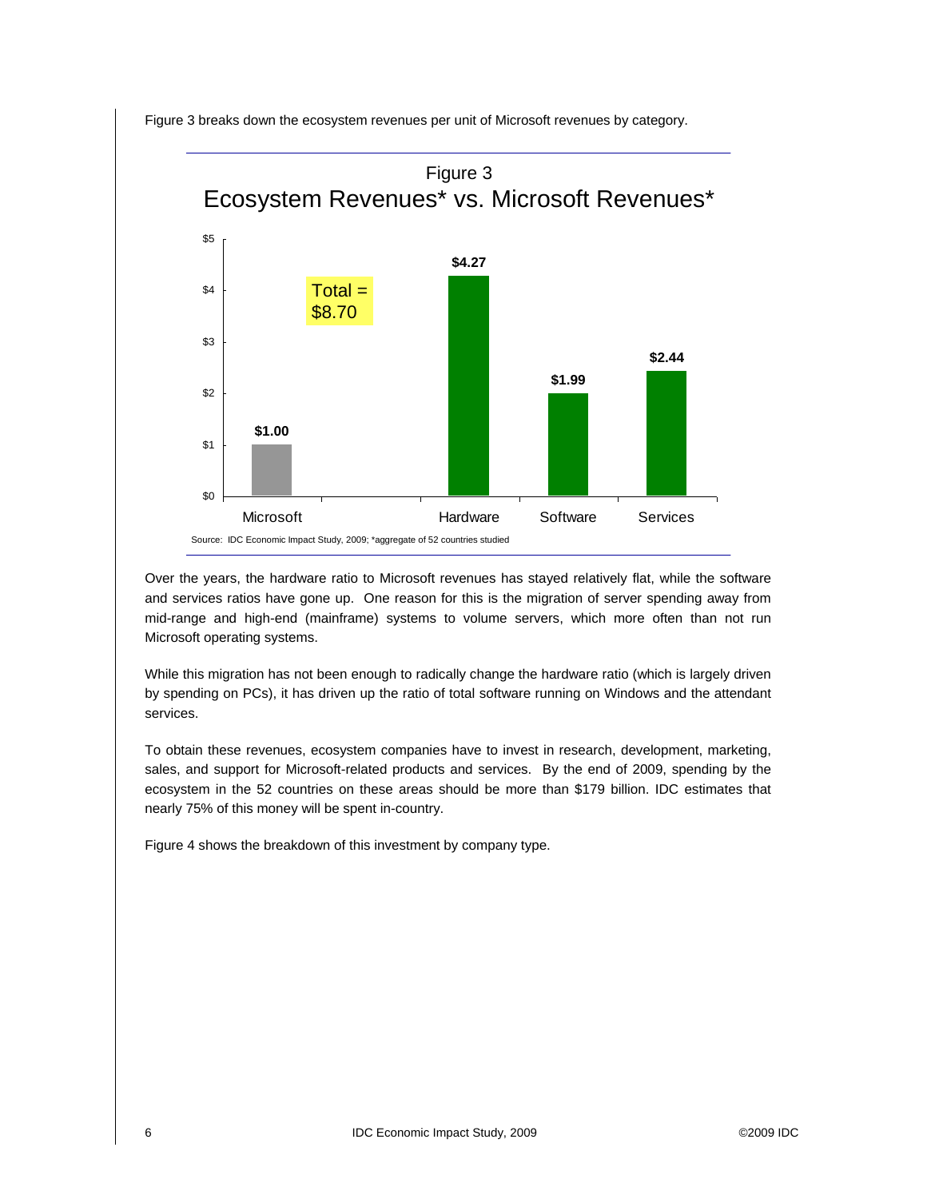Figure 3 breaks down the ecosystem revenues per unit of Microsoft revenues by category.

Figure 3
Ecosystem Revenues* vs. Microsoft Revenues*

| | Microsoft | Hardware | Software | Services |
|---|---|---|---|---|
| Revenue | $1.00 | $4.27 | $1.99 | $2.44 |

Total = $8.70

Source: IDC Economic Impact Study, 2009; *aggregate of 52 countries studied

Over the years, the hardware ratio to Microsoft revenues has stayed relatively flat, while the software and services ratios have gone up. One reason for this is the migration of server spending away from mid-range and high-end (mainframe) systems to volume servers, which more often than not run Microsoft operating systems.

While this migration has not been enough to radically change the hardware ratio (which is largely driven by spending on PCs), it has driven up the ratio of total software running on Windows and the attendant services.

To obtain these revenues, ecosystem companies have to invest in research, development, marketing, sales, and support for Microsoft-related products and services. By the end of 2009, spending by the ecosystem in the 52 countries on these areas should be more than $179 billion. IDC estimates that nearly 75% of this money will be spent in-country.

Figure 4 shows the breakdown of this investment by company type.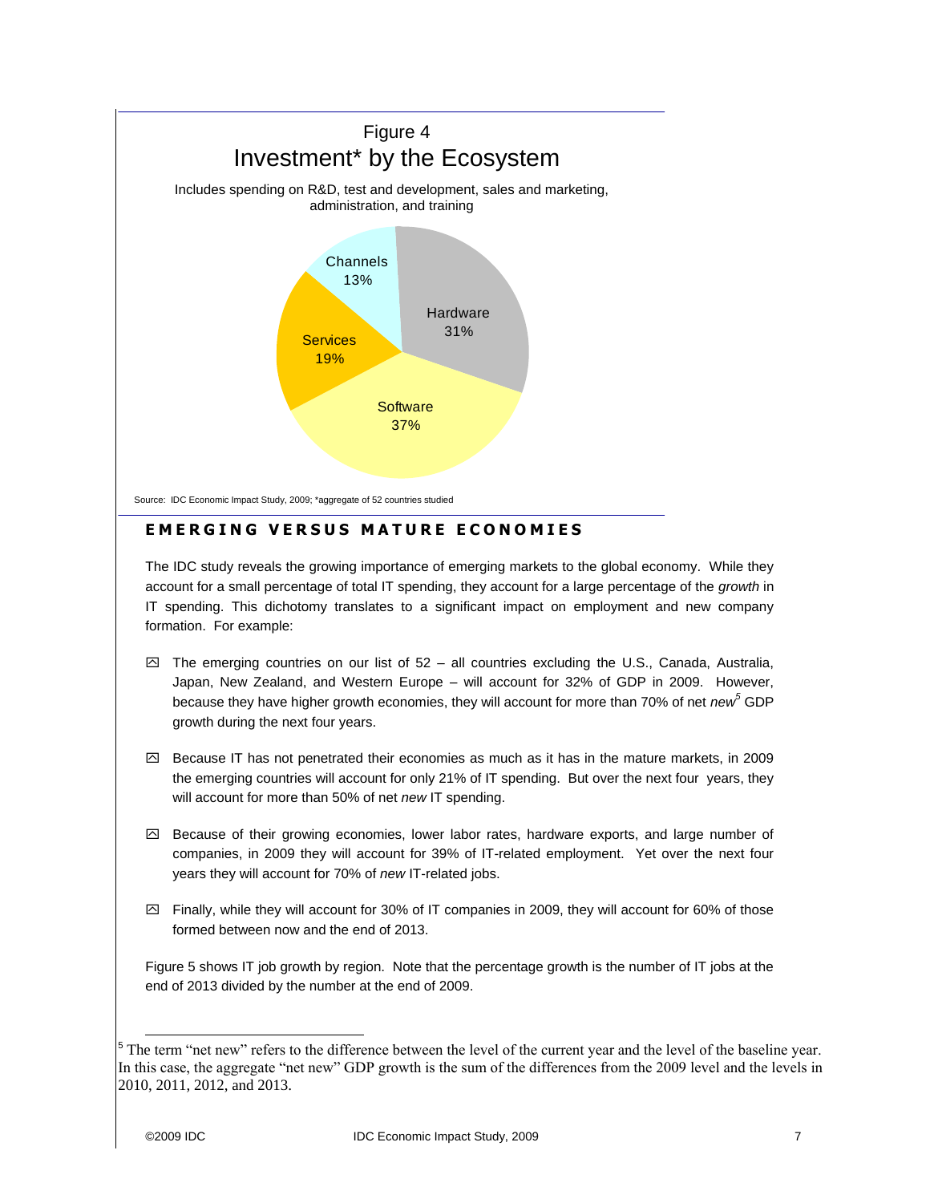Figure 4

Investment* by the Ecosystem

Includes spending on R&D, test and development, sales and marketing, administration, and training

| Segment | Share |
|---|---|
| Hardware | 31% |
| Software | 37% |
| Services | 19% |
| Channels | 13% |

Source: IDC Economic Impact Study, 2009; *aggregate of 52 countries studied

## EMERGING VERSUS MATURE ECONOMIES

The IDC study reveals the growing importance of emerging markets to the global economy. While they account for a small percentage of total IT spending, they account for a large percentage of the *growth* in IT spending. This dichotomy translates to a significant impact on employment and new company formation. For example:

- The emerging countries on our list of 52 – all countries excluding the U.S., Canada, Australia, Japan, New Zealand, and Western Europe – will account for 32% of GDP in 2009. However, because they have higher growth economies, they will account for more than 70% of net *new*[5] GDP growth during the next four years.

- Because IT has not penetrated their economies as much as it has in the mature markets, in 2009 the emerging countries will account for only 21% of IT spending. But over the next four years, they will account for more than 50% of net *new* IT spending.

- Because of their growing economies, lower labor rates, hardware exports, and large number of companies, in 2009 they will account for 39% of IT-related employment. Yet over the next four years they will account for 70% of *new* IT-related jobs.

- Finally, while they will account for 30% of IT companies in 2009, they will account for 60% of those formed between now and the end of 2013.

Figure 5 shows IT job growth by region. Note that the percentage growth is the number of IT jobs at the end of 2013 divided by the number at the end of 2009.

[5] The term "net new" refers to the difference between the level of the current year and the level of the baseline year. In this case, the aggregate "net new" GDP growth is the sum of the differences from the 2009 level and the levels in 2010, 2011, 2012, and 2013.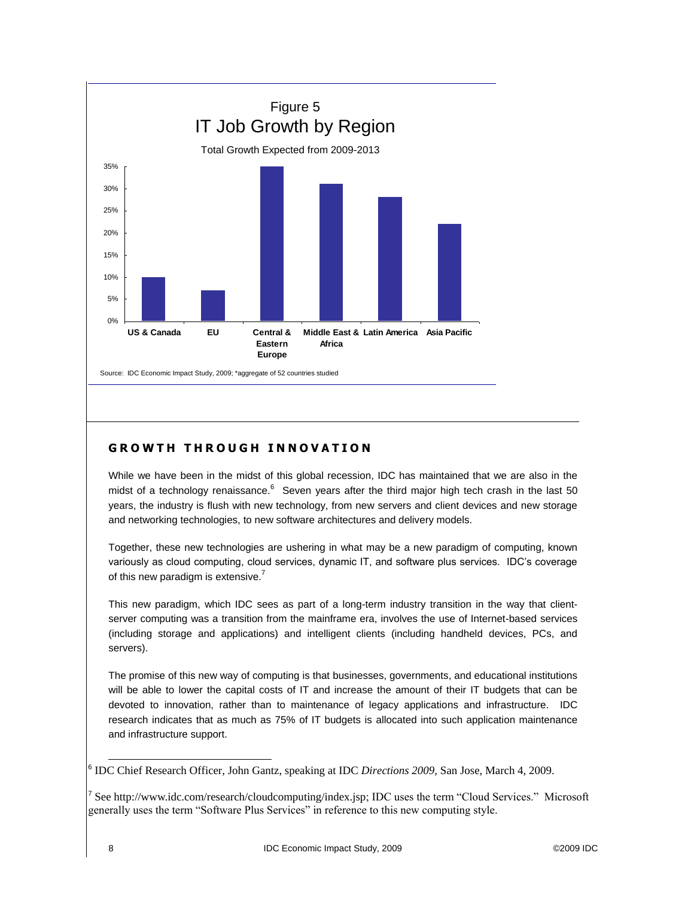Figure 5

IT Job Growth by Region

Total Growth Expected from 2009-2013

Source: IDC Economic Impact Study, 2009; *aggregate of 52 countries studied

## GROWTH THROUGH INNOVATION

While we have been in the midst of this global recession, IDC has maintained that we are also in the midst of a technology renaissance.[6] Seven years after the third major high tech crash in the last 50 years, the industry is flush with new technology, from new servers and client devices and new storage and networking technologies, to new software architectures and delivery models.

Together, these new technologies are ushering in what may be a new paradigm of computing, known variously as cloud computing, cloud services, dynamic IT, and software plus services. IDC's coverage of this new paradigm is extensive.[7]

This new paradigm, which IDC sees as part of a long-term industry transition in the way that client-server computing was a transition from the mainframe era, involves the use of Internet-based services (including storage and applications) and intelligent clients (including handheld devices, PCs, and servers).

The promise of this new way of computing is that businesses, governments, and educational institutions will be able to lower the capital costs of IT and increase the amount of their IT budgets that can be devoted to innovation, rather than to maintenance of legacy applications and infrastructure. IDC research indicates that as much as 75% of IT budgets is allocated into such application maintenance and infrastructure support.

---

[6] IDC Chief Research Officer, John Gantz, speaking at IDC *Directions 2009*, San Jose, March 4, 2009.

[7] See http://www.idc.com/research/cloudcomputing/index.jsp; IDC uses the term "Cloud Services." Microsoft generally uses the term "Software Plus Services" in reference to this new computing style.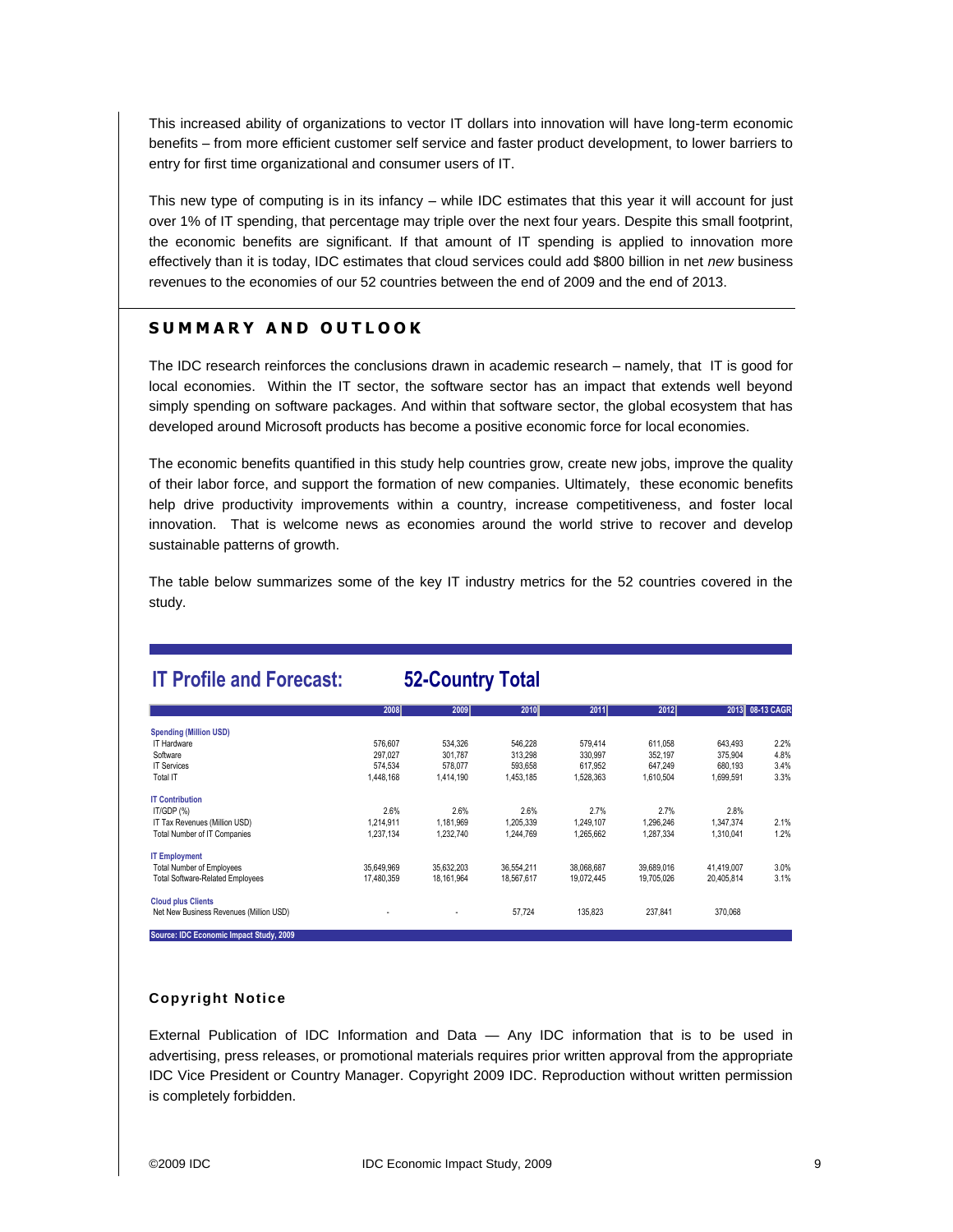This increased ability of organizations to vector IT dollars into innovation will have long-term economic benefits – from more efficient customer self service and faster product development, to lower barriers to entry for first time organizational and consumer users of IT.

This new type of computing is in its infancy – while IDC estimates that this year it will account for just over 1% of IT spending, that percentage may triple over the next four years. Despite this small footprint, the economic benefits are significant. If that amount of IT spending is applied to innovation more effectively than it is today, IDC estimates that cloud services could add $800 billion in net *new* business revenues to the economies of our 52 countries between the end of 2009 and the end of 2013.

## SUMMARY AND OUTLOOK

The IDC research reinforces the conclusions drawn in academic research – namely, that IT is good for local economies. Within the IT sector, the software sector has an impact that extends well beyond simply spending on software packages. And within that software sector, the global ecosystem that has developed around Microsoft products has become a positive economic force for local economies.

The economic benefits quantified in this study help countries grow, create new jobs, improve the quality of their labor force, and support the formation of new companies. Ultimately, these economic benefits help drive productivity improvements within a country, increase competitiveness, and foster local innovation. That is welcome news as economies around the world strive to recover and develop sustainable patterns of growth.

The table below summarizes some of the key IT industry metrics for the 52 countries covered in the study.

### IT Profile and Forecast: 52-Country Total

| | 2008 | 2009 | 2010 | 2011 | 2012 | 2013 | 08-13 CAGR |
|---|---|---|---|---|---|---|---|
| **Spending (Million USD)** | | | | | | | |
| IT Hardware | 576,607 | 534,326 | 546,228 | 579,414 | 611,058 | 643,493 | 2.2% |
| Software | 297,027 | 301,787 | 313,298 | 330,997 | 352,197 | 375,904 | 4.8% |
| IT Services | 574,534 | 578,077 | 593,658 | 617,952 | 647,249 | 680,193 | 3.4% |
| Total IT | 1,448,168 | 1,414,190 | 1,453,185 | 1,528,363 | 1,610,504 | 1,699,591 | 3.3% |
| **IT Contribution** | | | | | | | |
| IT/GDP (%) | 2.6% | 2.6% | 2.6% | 2.7% | 2.7% | 2.8% | |
| IT Tax Revenues (Million USD) | 1,214,911 | 1,181,969 | 1,205,339 | 1,249,107 | 1,296,246 | 1,347,374 | 2.1% |
| Total Number of IT Companies | 1,237,134 | 1,232,740 | 1,244,769 | 1,265,662 | 1,287,334 | 1,310,041 | 1.2% |
| **IT Employment** | | | | | | | |
| Total Number of Employees | 35,649,969 | 35,632,203 | 36,554,211 | 38,068,687 | 39,689,016 | 41,419,007 | 3.0% |
| Total Software-Related Employees | 17,480,359 | 18,161,964 | 18,567,617 | 19,072,445 | 19,705,026 | 20,405,814 | 3.1% |
| **Cloud plus Clients** | | | | | | | |
| Net New Business Revenues (Million USD) | - | - | 57,724 | 135,823 | 237,841 | 370,068 | |

Source: IDC Economic Impact Study, 2009

### Copyright Notice

External Publication of IDC Information and Data — Any IDC information that is to be used in advertising, press releases, or promotional materials requires prior written approval from the appropriate IDC Vice President or Country Manager. Copyright 2009 IDC. Reproduction without written permission is completely forbidden.